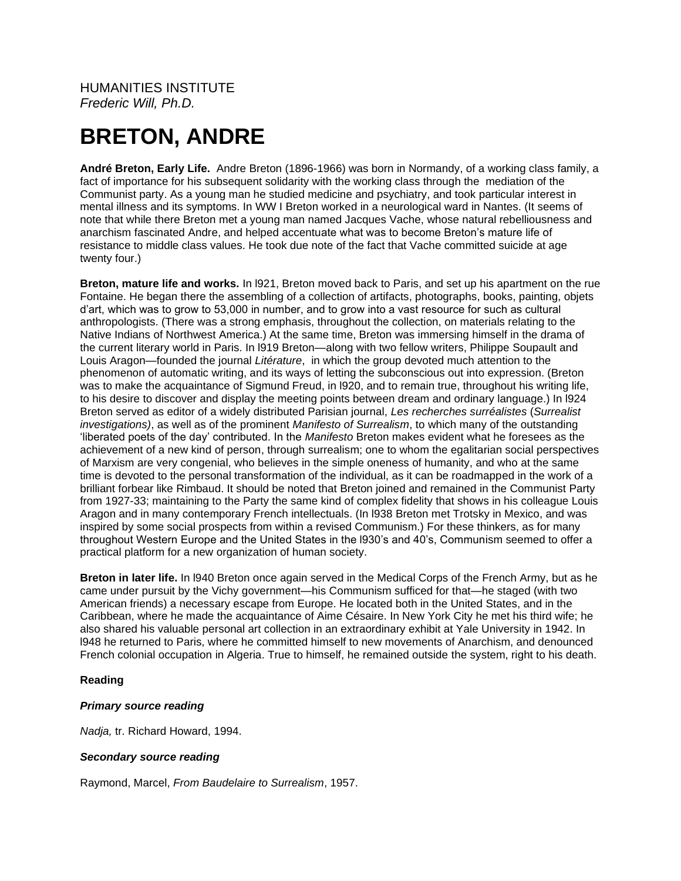HUMANITIES INSTITUTE
*Frederic Will, Ph.D.*

# BRETON, ANDRE

**André Breton, Early Life.** Andre Breton (1896-1966) was born in Normandy, of a working class family, a fact of importance for his subsequent solidarity with the working class through the mediation of the Communist party. As a young man he studied medicine and psychiatry, and took particular interest in mental illness and its symptoms. In WW I Breton worked in a neurological ward in Nantes. (It seems of note that while there Breton met a young man named Jacques Vache, whose natural rebelliousness and anarchism fascinated Andre, and helped accentuate what was to become Breton's mature life of resistance to middle class values. He took due note of the fact that Vache committed suicide at age twenty four.)

**Breton, mature life and works.** In l921, Breton moved back to Paris, and set up his apartment on the rue Fontaine. He began there the assembling of a collection of artifacts, photographs, books, painting, objets d'art, which was to grow to 53,000 in number, and to grow into a vast resource for such as cultural anthropologists. (There was a strong emphasis, throughout the collection, on materials relating to the Native Indians of Northwest America.) At the same time, Breton was immersing himself in the drama of the current literary world in Paris. In l919 Breton—along with two fellow writers, Philippe Soupault and Louis Aragon—founded the journal *Litérature*, in which the group devoted much attention to the phenomenon of automatic writing, and its ways of letting the subconscious out into expression. (Breton was to make the acquaintance of Sigmund Freud, in l920, and to remain true, throughout his writing life, to his desire to discover and display the meeting points between dream and ordinary language.) In l924 Breton served as editor of a widely distributed Parisian journal, *Les recherches surréalistes* (*Surrealist investigations)*, as well as of the prominent *Manifesto of Surrealism*, to which many of the outstanding 'liberated poets of the day' contributed. In the *Manifesto* Breton makes evident what he foresees as the achievement of a new kind of person, through surrealism; one to whom the egalitarian social perspectives of Marxism are very congenial, who believes in the simple oneness of humanity, and who at the same time is devoted to the personal transformation of the individual, as it can be roadmapped in the work of a brilliant forbear like Rimbaud. It should be noted that Breton joined and remained in the Communist Party from 1927-33; maintaining to the Party the same kind of complex fidelity that shows in his colleague Louis Aragon and in many contemporary French intellectuals. (In l938 Breton met Trotsky in Mexico, and was inspired by some social prospects from within a revised Communism.) For these thinkers, as for many throughout Western Europe and the United States in the l930's and 40's, Communism seemed to offer a practical platform for a new organization of human society.

**Breton in later life.** In l940 Breton once again served in the Medical Corps of the French Army, but as he came under pursuit by the Vichy government—his Communism sufficed for that—he staged (with two American friends) a necessary escape from Europe. He located both in the United States, and in the Caribbean, where he made the acquaintance of Aime Césaire. In New York City he met his third wife; he also shared his valuable personal art collection in an extraordinary exhibit at Yale University in 1942. In l948 he returned to Paris, where he committed himself to new movements of Anarchism, and denounced French colonial occupation in Algeria. True to himself, he remained outside the system, right to his death.

**Reading**

***Primary source reading***

*Nadja,* tr. Richard Howard, 1994.

***Secondary source reading***

Raymond, Marcel, *From Baudelaire to Surrealism*, 1957.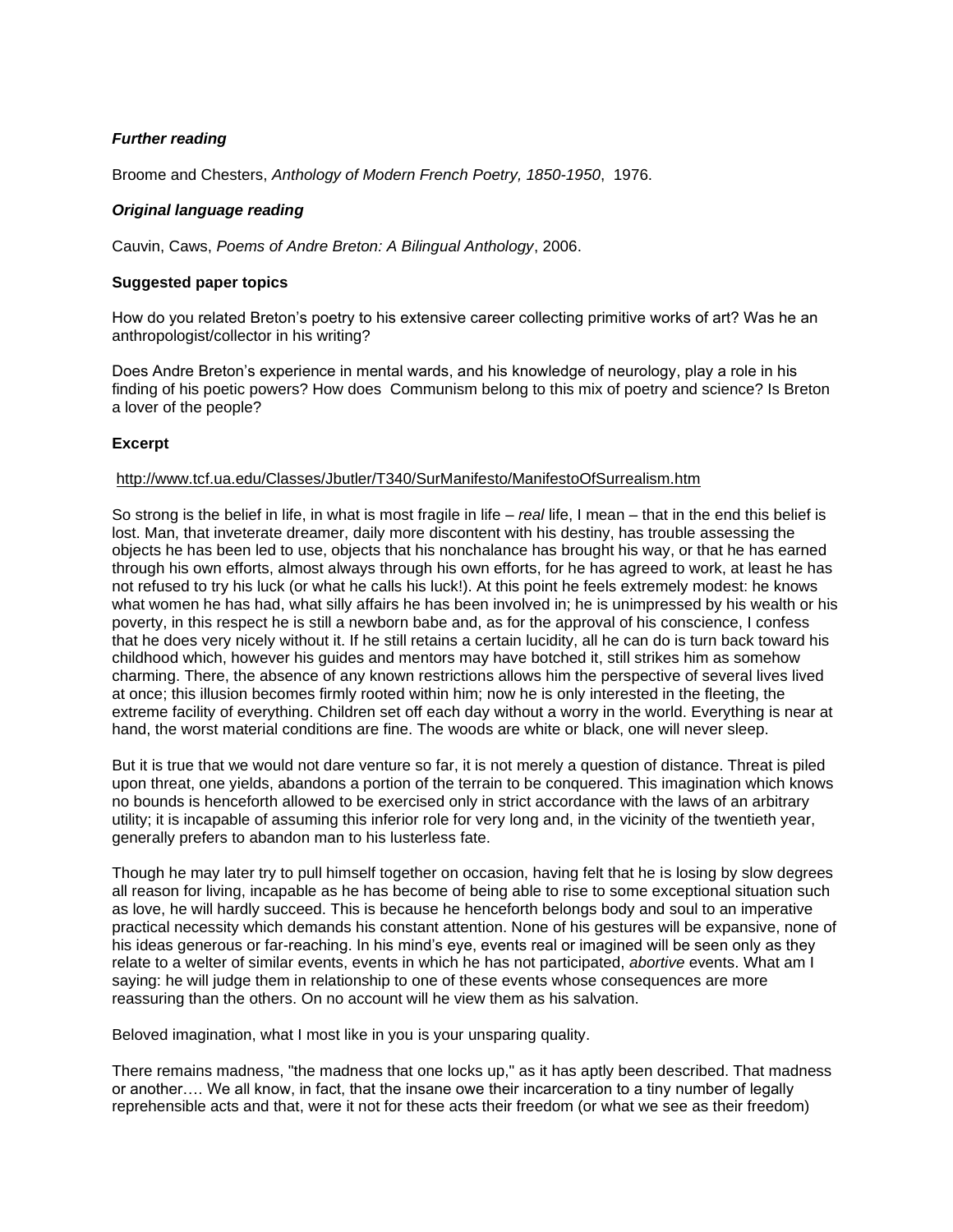### *Further reading*

Broome and Chesters, *Anthology of Modern French Poetry, 1850-1950*, 1976.

### *Original language reading*

Cauvin, Caws, *Poems of Andre Breton: A Bilingual Anthology*, 2006.

### **Suggested paper topics**

How do you related Breton's poetry to his extensive career collecting primitive works of art? Was he an anthropologist/collector in his writing?

Does Andre Breton's experience in mental wards, and his knowledge of neurology, play a role in his finding of his poetic powers? How does Communism belong to this mix of poetry and science? Is Breton a lover of the people?

### **Excerpt**

http://www.tcf.ua.edu/Classes/Jbutler/T340/SurManifesto/ManifestoOfSurrealism.htm

So strong is the belief in life, in what is most fragile in life – *real* life, I mean – that in the end this belief is lost. Man, that inveterate dreamer, daily more discontent with his destiny, has trouble assessing the objects he has been led to use, objects that his nonchalance has brought his way, or that he has earned through his own efforts, almost always through his own efforts, for he has agreed to work, at least he has not refused to try his luck (or what he calls his luck!). At this point he feels extremely modest: he knows what women he has had, what silly affairs he has been involved in; he is unimpressed by his wealth or his poverty, in this respect he is still a newborn babe and, as for the approval of his conscience, I confess that he does very nicely without it. If he still retains a certain lucidity, all he can do is turn back toward his childhood which, however his guides and mentors may have botched it, still strikes him as somehow charming. There, the absence of any known restrictions allows him the perspective of several lives lived at once; this illusion becomes firmly rooted within him; now he is only interested in the fleeting, the extreme facility of everything. Children set off each day without a worry in the world. Everything is near at hand, the worst material conditions are fine. The woods are white or black, one will never sleep.

But it is true that we would not dare venture so far, it is not merely a question of distance. Threat is piled upon threat, one yields, abandons a portion of the terrain to be conquered. This imagination which knows no bounds is henceforth allowed to be exercised only in strict accordance with the laws of an arbitrary utility; it is incapable of assuming this inferior role for very long and, in the vicinity of the twentieth year, generally prefers to abandon man to his lusterless fate.

Though he may later try to pull himself together on occasion, having felt that he is losing by slow degrees all reason for living, incapable as he has become of being able to rise to some exceptional situation such as love, he will hardly succeed. This is because he henceforth belongs body and soul to an imperative practical necessity which demands his constant attention. None of his gestures will be expansive, none of his ideas generous or far-reaching. In his mind's eye, events real or imagined will be seen only as they relate to a welter of similar events, events in which he has not participated, *abortive* events. What am I saying: he will judge them in relationship to one of these events whose consequences are more reassuring than the others. On no account will he view them as his salvation.

Beloved imagination, what I most like in you is your unsparing quality.

There remains madness, "the madness that one locks up," as it has aptly been described. That madness or another…. We all know, in fact, that the insane owe their incarceration to a tiny number of legally reprehensible acts and that, were it not for these acts their freedom (or what we see as their freedom)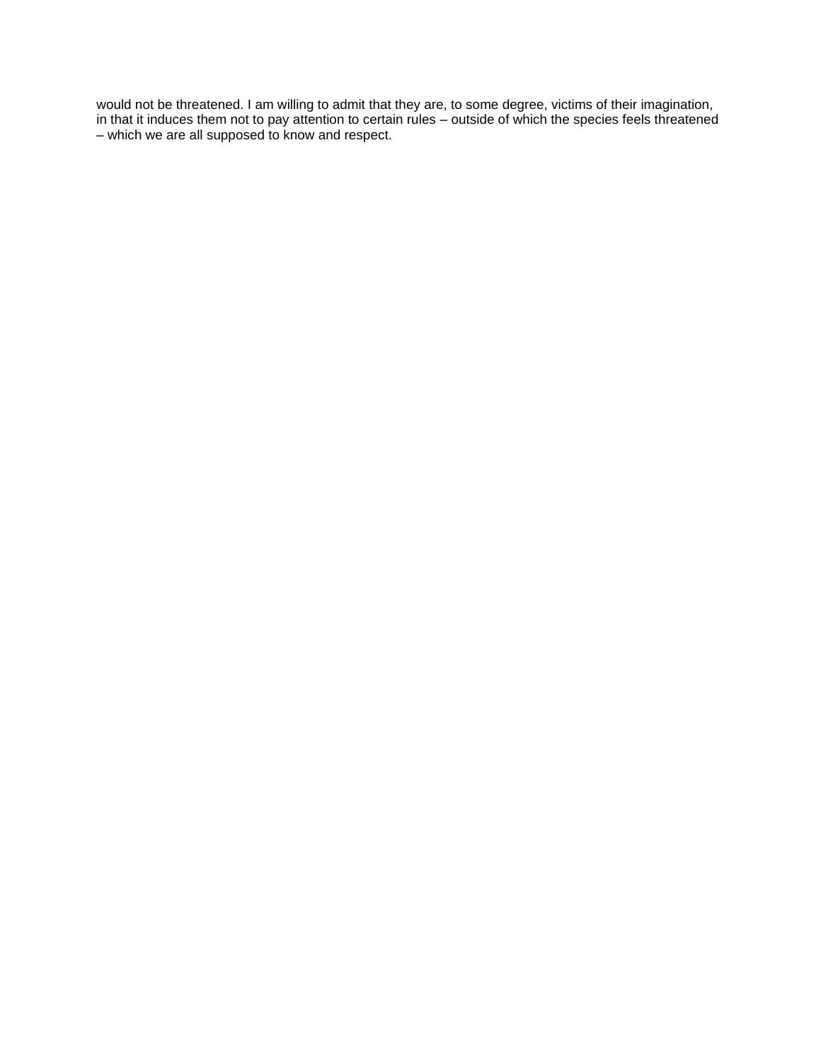would not be threatened. I am willing to admit that they are, to some degree, victims of their imagination, in that it induces them not to pay attention to certain rules – outside of which the species feels threatened – which we are all supposed to know and respect.